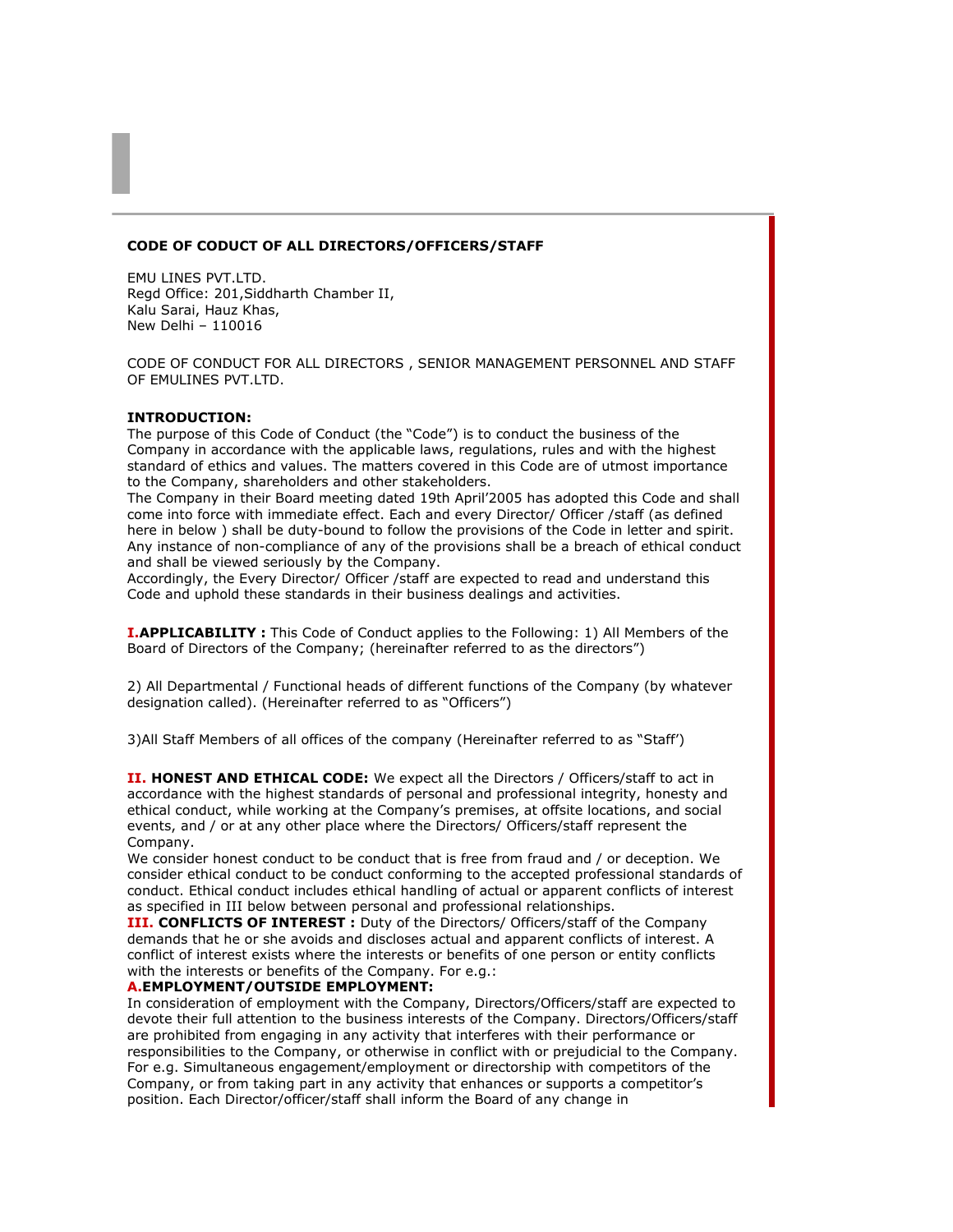**CODE OF CODUCT OF ALL DIRECTORS/OFFICERS/STAFF**

EMU LINES PVT.LTD.
Regd Office: 201,Siddharth Chamber II,
Kalu Sarai, Hauz Khas,
New Delhi – 110016

CODE OF CONDUCT FOR ALL DIRECTORS , SENIOR MANAGEMENT PERSONNEL AND STAFF OF EMULINES PVT.LTD.

**INTRODUCTION:**
The purpose of this Code of Conduct (the "Code") is to conduct the business of the Company in accordance with the applicable laws, regulations, rules and with the highest standard of ethics and values. The matters covered in this Code are of utmost importance to the Company, shareholders and other stakeholders.
The Company in their Board meeting dated 19th April'2005 has adopted this Code and shall come into force with immediate effect. Each and every Director/ Officer /staff (as defined here in below ) shall be duty-bound to follow the provisions of the Code in letter and spirit. Any instance of non-compliance of any of the provisions shall be a breach of ethical conduct and shall be viewed seriously by the Company.
Accordingly, the Every Director/ Officer /staff are expected to read and understand this Code and uphold these standards in their business dealings and activities.

**I.APPLICABILITY :** This Code of Conduct applies to the Following: 1) All Members of the Board of Directors of the Company; (hereinafter referred to as the directors")

2) All Departmental / Functional heads of different functions of the Company (by whatever designation called). (Hereinafter referred to as "Officers")

3)All Staff Members of all offices of the company (Hereinafter referred to as "Staff')

**II. HONEST AND ETHICAL CODE:** We expect all the Directors / Officers/staff to act in accordance with the highest standards of personal and professional integrity, honesty and ethical conduct, while working at the Company's premises, at offsite locations, and social events, and / or at any other place where the Directors/ Officers/staff represent the Company.
We consider honest conduct to be conduct that is free from fraud and / or deception. We consider ethical conduct to be conduct conforming to the accepted professional standards of conduct. Ethical conduct includes ethical handling of actual or apparent conflicts of interest as specified in III below between personal and professional relationships.
**III. CONFLICTS OF INTEREST :** Duty of the Directors/ Officers/staff of the Company demands that he or she avoids and discloses actual and apparent conflicts of interest. A conflict of interest exists where the interests or benefits of one person or entity conflicts with the interests or benefits of the Company. For e.g.:
**A.EMPLOYMENT/OUTSIDE EMPLOYMENT:**
In consideration of employment with the Company, Directors/Officers/staff are expected to devote their full attention to the business interests of the Company. Directors/Officers/staff are prohibited from engaging in any activity that interferes with their performance or responsibilities to the Company, or otherwise in conflict with or prejudicial to the Company. For e.g. Simultaneous engagement/employment or directorship with competitors of the Company, or from taking part in any activity that enhances or supports a competitor's position. Each Director/officer/staff shall inform the Board of any change in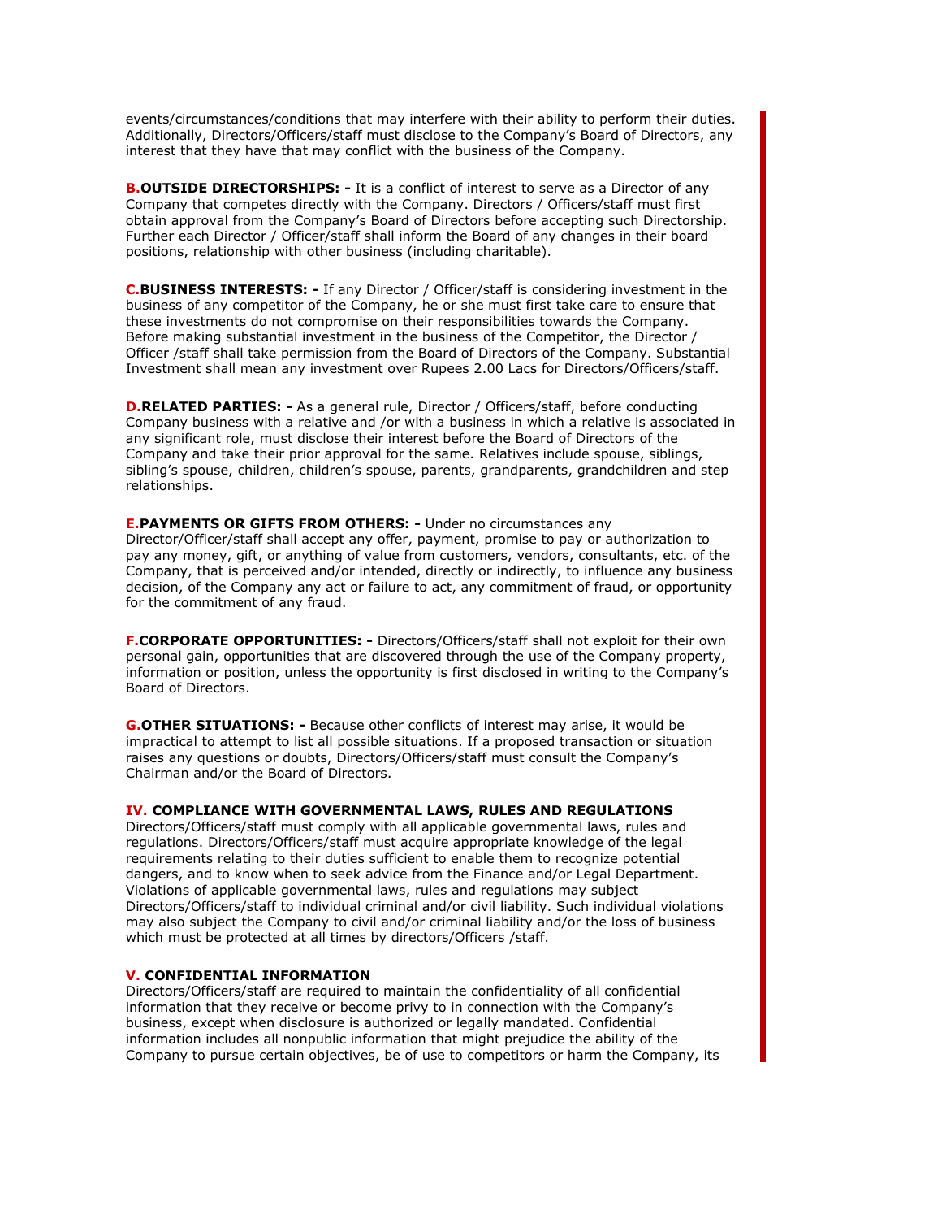events/circumstances/conditions that may interfere with their ability to perform their duties. Additionally, Directors/Officers/staff must disclose to the Company's Board of Directors, any interest that they have that may conflict with the business of the Company.

**B.OUTSIDE DIRECTORSHIPS: -** It is a conflict of interest to serve as a Director of any Company that competes directly with the Company. Directors / Officers/staff must first obtain approval from the Company's Board of Directors before accepting such Directorship. Further each Director / Officer/staff shall inform the Board of any changes in their board positions, relationship with other business (including charitable).

**C.BUSINESS INTERESTS: -** If any Director / Officer/staff is considering investment in the business of any competitor of the Company, he or she must first take care to ensure that these investments do not compromise on their responsibilities towards the Company. Before making substantial investment in the business of the Competitor, the Director / Officer /staff shall take permission from the Board of Directors of the Company. Substantial Investment shall mean any investment over Rupees 2.00 Lacs for Directors/Officers/staff.

**D.RELATED PARTIES: -** As a general rule, Director / Officers/staff, before conducting Company business with a relative and /or with a business in which a relative is associated in any significant role, must disclose their interest before the Board of Directors of the Company and take their prior approval for the same. Relatives include spouse, siblings, sibling's spouse, children, children's spouse, parents, grandparents, grandchildren and step relationships.

**E.PAYMENTS OR GIFTS FROM OTHERS: -** Under no circumstances any Director/Officer/staff shall accept any offer, payment, promise to pay or authorization to pay any money, gift, or anything of value from customers, vendors, consultants, etc. of the Company, that is perceived and/or intended, directly or indirectly, to influence any business decision, of the Company any act or failure to act, any commitment of fraud, or opportunity for the commitment of any fraud.

**F.CORPORATE OPPORTUNITIES: -** Directors/Officers/staff shall not exploit for their own personal gain, opportunities that are discovered through the use of the Company property, information or position, unless the opportunity is first disclosed in writing to the Company's Board of Directors.

**G.OTHER SITUATIONS: -** Because other conflicts of interest may arise, it would be impractical to attempt to list all possible situations. If a proposed transaction or situation raises any questions or doubts, Directors/Officers/staff must consult the Company's Chairman and/or the Board of Directors.

## IV. COMPLIANCE WITH GOVERNMENTAL LAWS, RULES AND REGULATIONS

Directors/Officers/staff must comply with all applicable governmental laws, rules and regulations. Directors/Officers/staff must acquire appropriate knowledge of the legal requirements relating to their duties sufficient to enable them to recognize potential dangers, and to know when to seek advice from the Finance and/or Legal Department. Violations of applicable governmental laws, rules and regulations may subject Directors/Officers/staff to individual criminal and/or civil liability. Such individual violations may also subject the Company to civil and/or criminal liability and/or the loss of business which must be protected at all times by directors/Officers /staff.

## V. CONFIDENTIAL INFORMATION

Directors/Officers/staff are required to maintain the confidentiality of all confidential information that they receive or become privy to in connection with the Company's business, except when disclosure is authorized or legally mandated. Confidential information includes all nonpublic information that might prejudice the ability of the Company to pursue certain objectives, be of use to competitors or harm the Company, its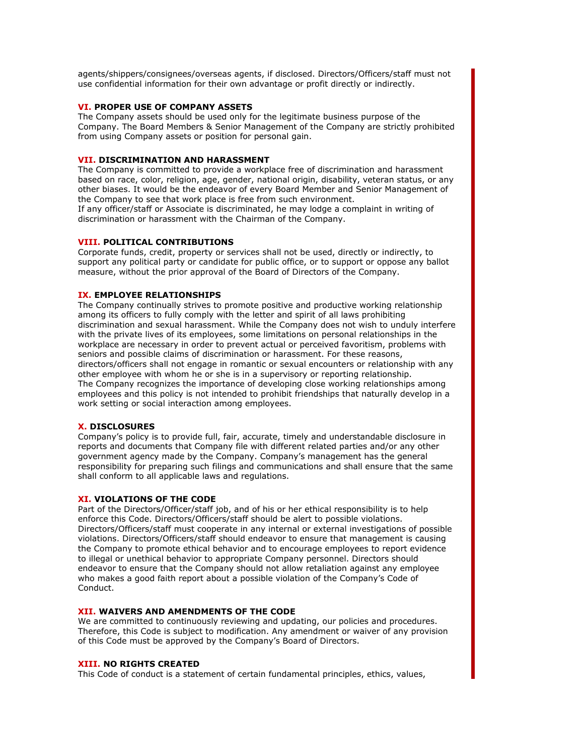agents/shippers/consignees/overseas agents, if disclosed. Directors/Officers/staff must not use confidential information for their own advantage or profit directly or indirectly.

### VI. PROPER USE OF COMPANY ASSETS

The Company assets should be used only for the legitimate business purpose of the Company. The Board Members & Senior Management of the Company are strictly prohibited from using Company assets or position for personal gain.

### VII. DISCRIMINATION AND HARASSMENT

The Company is committed to provide a workplace free of discrimination and harassment based on race, color, religion, age, gender, national origin, disability, veteran status, or any other biases. It would be the endeavor of every Board Member and Senior Management of the Company to see that work place is free from such environment.
If any officer/staff or Associate is discriminated, he may lodge a complaint in writing of discrimination or harassment with the Chairman of the Company.

### VIII. POLITICAL CONTRIBUTIONS

Corporate funds, credit, property or services shall not be used, directly or indirectly, to support any political party or candidate for public office, or to support or oppose any ballot measure, without the prior approval of the Board of Directors of the Company.

### IX. EMPLOYEE RELATIONSHIPS

The Company continually strives to promote positive and productive working relationship among its officers to fully comply with the letter and spirit of all laws prohibiting discrimination and sexual harassment. While the Company does not wish to unduly interfere with the private lives of its employees, some limitations on personal relationships in the workplace are necessary in order to prevent actual or perceived favoritism, problems with seniors and possible claims of discrimination or harassment. For these reasons, directors/officers shall not engage in romantic or sexual encounters or relationship with any other employee with whom he or she is in a supervisory or reporting relationship.
The Company recognizes the importance of developing close working relationships among employees and this policy is not intended to prohibit friendships that naturally develop in a work setting or social interaction among employees.

### X. DISCLOSURES

Company's policy is to provide full, fair, accurate, timely and understandable disclosure in reports and documents that Company file with different related parties and/or any other government agency made by the Company. Company's management has the general responsibility for preparing such filings and communications and shall ensure that the same shall conform to all applicable laws and regulations.

### XI. VIOLATIONS OF THE CODE

Part of the Directors/Officer/staff job, and of his or her ethical responsibility is to help enforce this Code. Directors/Officers/staff should be alert to possible violations. Directors/Officers/staff must cooperate in any internal or external investigations of possible violations. Directors/Officers/staff should endeavor to ensure that management is causing the Company to promote ethical behavior and to encourage employees to report evidence to illegal or unethical behavior to appropriate Company personnel. Directors should endeavor to ensure that the Company should not allow retaliation against any employee who makes a good faith report about a possible violation of the Company's Code of Conduct.

### XII. WAIVERS AND AMENDMENTS OF THE CODE

We are committed to continuously reviewing and updating, our policies and procedures. Therefore, this Code is subject to modification. Any amendment or waiver of any provision of this Code must be approved by the Company's Board of Directors.

### XIII. NO RIGHTS CREATED

This Code of conduct is a statement of certain fundamental principles, ethics, values,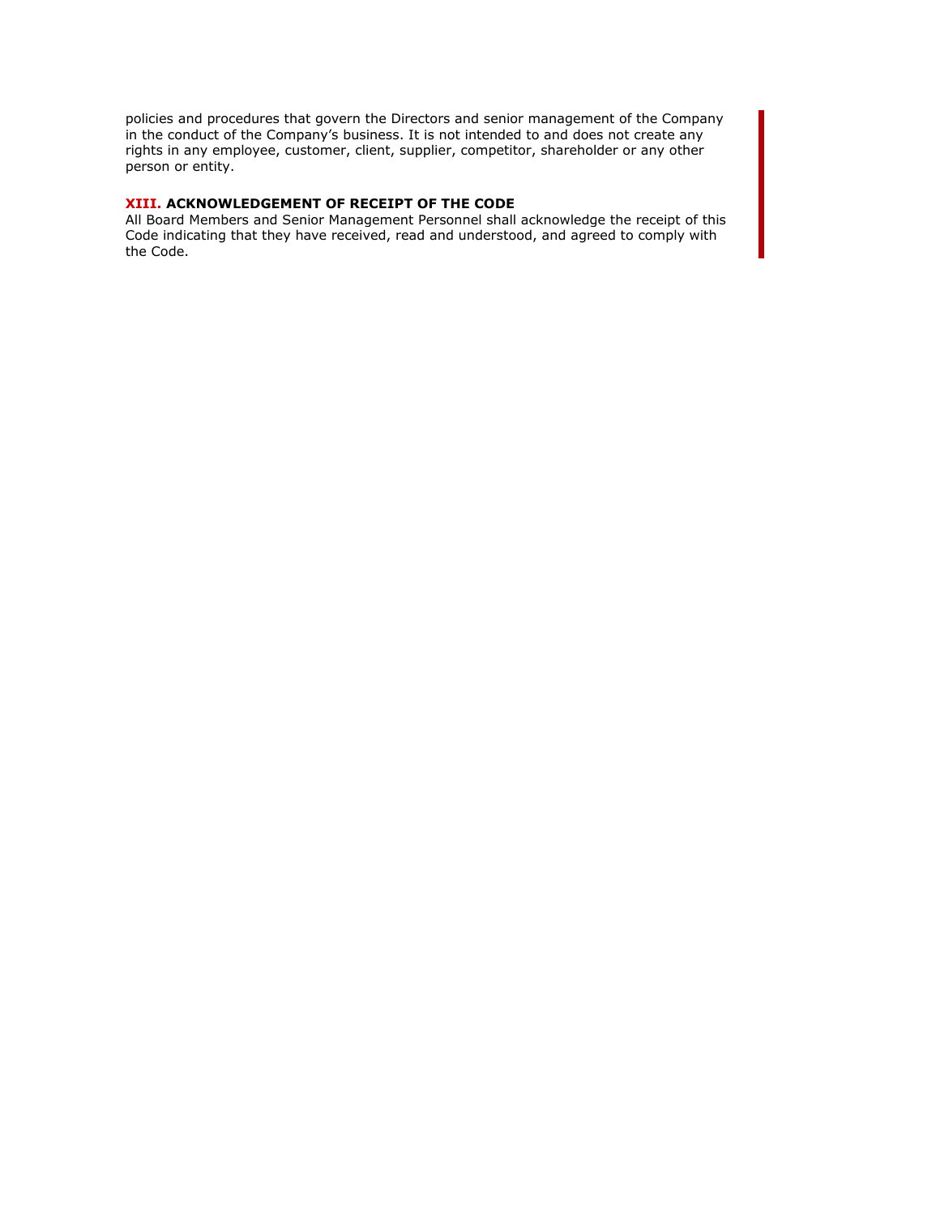policies and procedures that govern the Directors and senior management of the Company in the conduct of the Company's business. It is not intended to and does not create any rights in any employee, customer, client, supplier, competitor, shareholder or any other person or entity.

## XIII. ACKNOWLEDGEMENT OF RECEIPT OF THE CODE

All Board Members and Senior Management Personnel shall acknowledge the receipt of this Code indicating that they have received, read and understood, and agreed to comply with the Code.